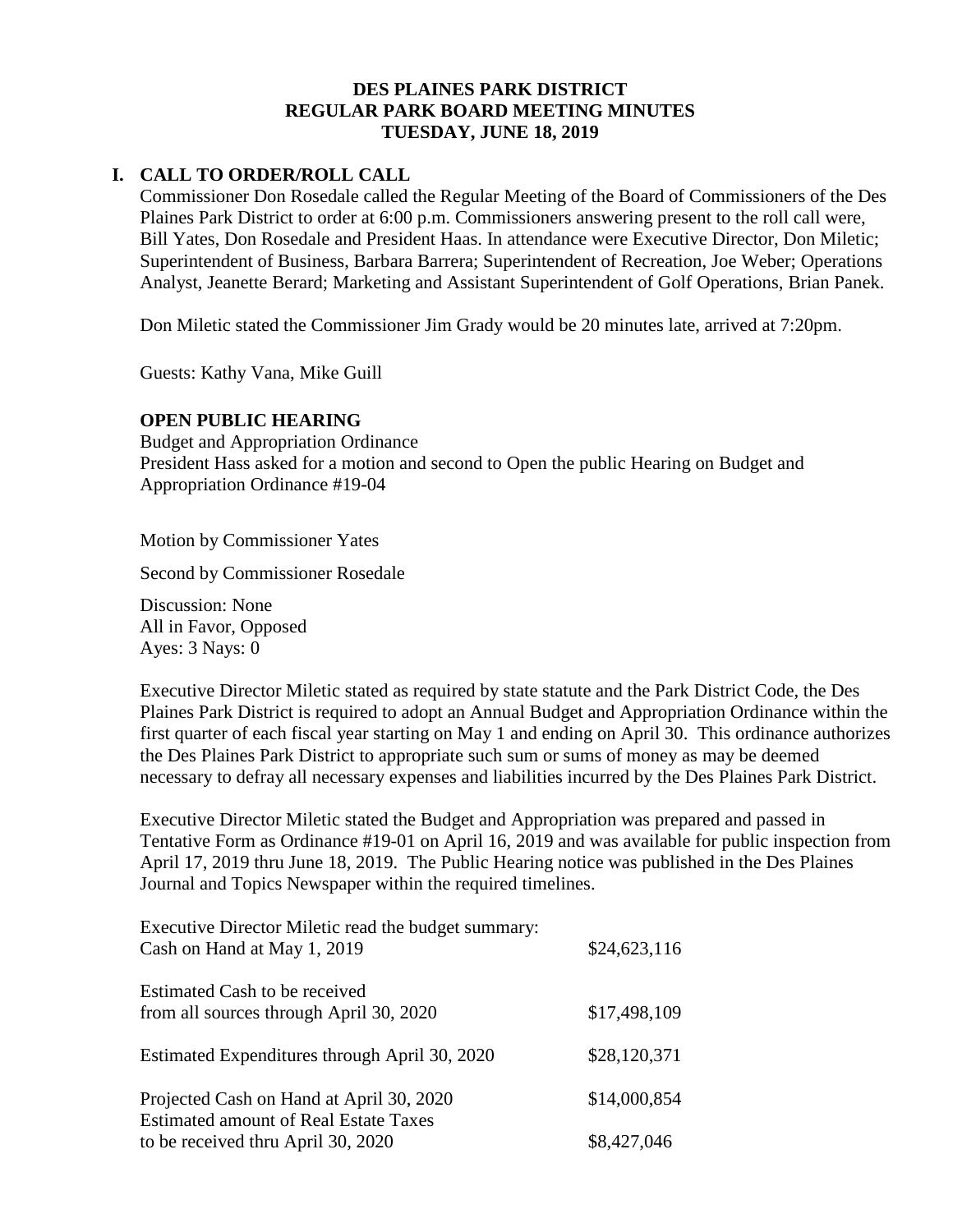**DES PLAINES PARK DISTRICT**
**REGULAR PARK BOARD MEETING MINUTES**
**TUESDAY, JUNE 18, 2019**

## I. CALL TO ORDER/ROLL CALL

Commissioner Don Rosedale called the Regular Meeting of the Board of Commissioners of the Des Plaines Park District to order at 6:00 p.m. Commissioners answering present to the roll call were, Bill Yates, Don Rosedale and President Haas. In attendance were Executive Director, Don Miletic; Superintendent of Business, Barbara Barrera; Superintendent of Recreation, Joe Weber; Operations Analyst, Jeanette Berard; Marketing and Assistant Superintendent of Golf Operations, Brian Panek.

Don Miletic stated the Commissioner Jim Grady would be 20 minutes late, arrived at 7:20pm.

Guests: Kathy Vana, Mike Guill

### OPEN PUBLIC HEARING

Budget and Appropriation Ordinance
President Hass asked for a motion and second to Open the public Hearing on Budget and Appropriation Ordinance #19-04

Motion by Commissioner Yates

Second by Commissioner Rosedale

Discussion: None
All in Favor, Opposed
Ayes: 3 Nays: 0

Executive Director Miletic stated as required by state statute and the Park District Code, the Des Plaines Park District is required to adopt an Annual Budget and Appropriation Ordinance within the first quarter of each fiscal year starting on May 1 and ending on April 30. This ordinance authorizes the Des Plaines Park District to appropriate such sum or sums of money as may be deemed necessary to defray all necessary expenses and liabilities incurred by the Des Plaines Park District.

Executive Director Miletic stated the Budget and Appropriation was prepared and passed in Tentative Form as Ordinance #19-01 on April 16, 2019 and was available for public inspection from April 17, 2019 thru June 18, 2019. The Public Hearing notice was published in the Des Plaines Journal and Topics Newspaper within the required timelines.

Executive Director Miletic read the budget summary:

| | |
|---|---|
| Cash on Hand at May 1, 2019 | $24,623,116 |
| Estimated Cash to be received from all sources through April 30, 2020 | $17,498,109 |
| Estimated Expenditures through April 30, 2020 | $28,120,371 |
| Projected Cash on Hand at April 30, 2020 | $14,000,854 |
| Estimated amount of Real Estate Taxes to be received thru April 30, 2020 | $8,427,046 |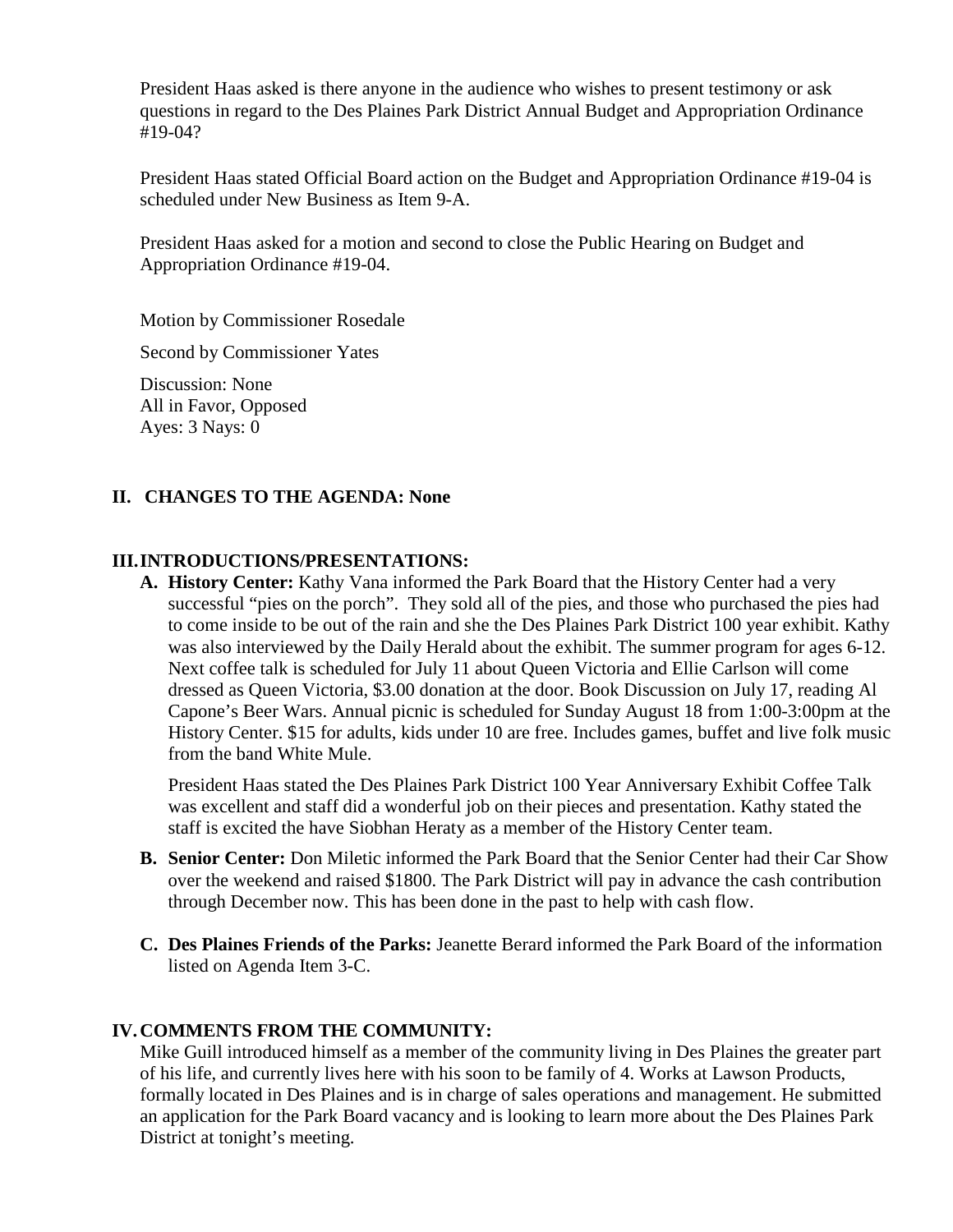President Haas asked is there anyone in the audience who wishes to present testimony or ask questions in regard to the Des Plaines Park District Annual Budget and Appropriation Ordinance #19-04?

President Haas stated Official Board action on the Budget and Appropriation Ordinance #19-04 is scheduled under New Business as Item 9-A.

President Haas asked for a motion and second to close the Public Hearing on Budget and Appropriation Ordinance #19-04.

Motion by Commissioner Rosedale

Second by Commissioner Yates

Discussion: None
All in Favor, Opposed
Ayes: 3 Nays: 0

## II. CHANGES TO THE AGENDA: None

## III. INTRODUCTIONS/PRESENTATIONS:

**A. History Center:** Kathy Vana informed the Park Board that the History Center had a very successful "pies on the porch". They sold all of the pies, and those who purchased the pies had to come inside to be out of the rain and she the Des Plaines Park District 100 year exhibit. Kathy was also interviewed by the Daily Herald about the exhibit. The summer program for ages 6-12. Next coffee talk is scheduled for July 11 about Queen Victoria and Ellie Carlson will come dressed as Queen Victoria, $3.00 donation at the door. Book Discussion on July 17, reading Al Capone's Beer Wars. Annual picnic is scheduled for Sunday August 18 from 1:00-3:00pm at the History Center. $15 for adults, kids under 10 are free. Includes games, buffet and live folk music from the band White Mule.

President Haas stated the Des Plaines Park District 100 Year Anniversary Exhibit Coffee Talk was excellent and staff did a wonderful job on their pieces and presentation. Kathy stated the staff is excited the have Siobhan Heraty as a member of the History Center team.

**B. Senior Center:** Don Miletic informed the Park Board that the Senior Center had their Car Show over the weekend and raised $1800. The Park District will pay in advance the cash contribution through December now. This has been done in the past to help with cash flow.

**C. Des Plaines Friends of the Parks:** Jeanette Berard informed the Park Board of the information listed on Agenda Item 3-C.

## IV. COMMENTS FROM THE COMMUNITY:

Mike Guill introduced himself as a member of the community living in Des Plaines the greater part of his life, and currently lives here with his soon to be family of 4. Works at Lawson Products, formally located in Des Plaines and is in charge of sales operations and management. He submitted an application for the Park Board vacancy and is looking to learn more about the Des Plaines Park District at tonight's meeting.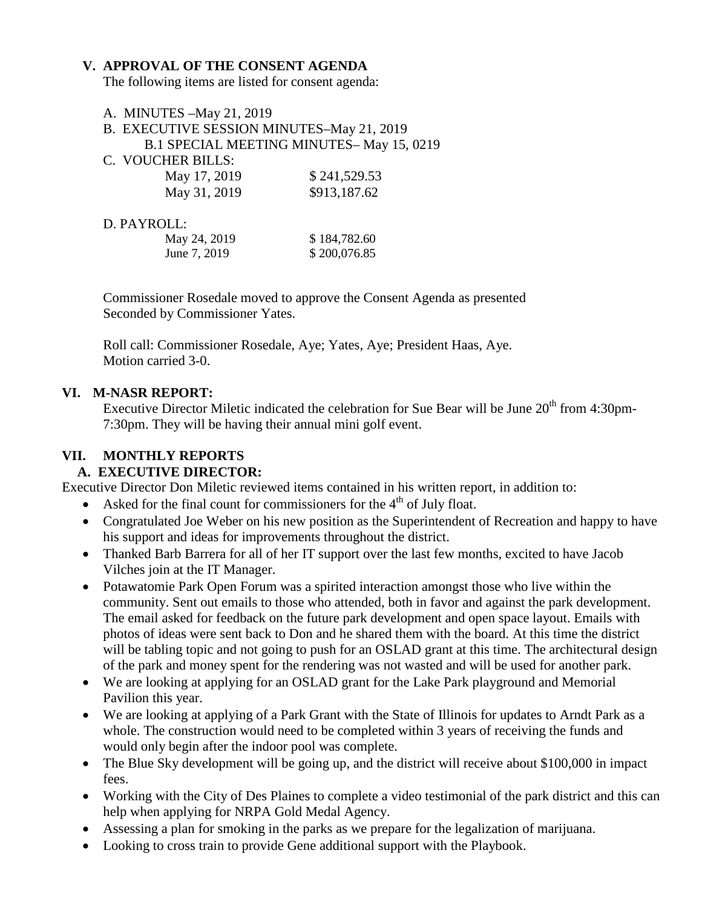## V. APPROVAL OF THE CONSENT AGENDA

The following items are listed for consent agenda:

A. MINUTES –May 21, 2019

B. EXECUTIVE SESSION MINUTES–May 21, 2019

B.1 SPECIAL MEETING MINUTES– May 15, 0219

C. VOUCHER BILLS:

| | |
|---|---|
| May 17, 2019 | $ 241,529.53 |
| May 31, 2019 | $913,187.62 |

D. PAYROLL:

| | |
|---|---|
| May 24, 2019 | $ 184,782.60 |
| June 7, 2019 | $ 200,076.85 |

Commissioner Rosedale moved to approve the Consent Agenda as presented Seconded by Commissioner Yates.

Roll call: Commissioner Rosedale, Aye; Yates, Aye; President Haas, Aye.
Motion carried 3-0.

## VI. M-NASR REPORT:

Executive Director Miletic indicated the celebration for Sue Bear will be June 20th from 4:30pm-7:30pm. They will be having their annual mini golf event.

## VII. MONTHLY REPORTS

### A. EXECUTIVE DIRECTOR:

Executive Director Don Miletic reviewed items contained in his written report, in addition to:

- Asked for the final count for commissioners for the 4th of July float.
- Congratulated Joe Weber on his new position as the Superintendent of Recreation and happy to have his support and ideas for improvements throughout the district.
- Thanked Barb Barrera for all of her IT support over the last few months, excited to have Jacob Vilches join at the IT Manager.
- Potawatomie Park Open Forum was a spirited interaction amongst those who live within the community. Sent out emails to those who attended, both in favor and against the park development. The email asked for feedback on the future park development and open space layout. Emails with photos of ideas were sent back to Don and he shared them with the board. At this time the district will be tabling topic and not going to push for an OSLAD grant at this time. The architectural design of the park and money spent for the rendering was not wasted and will be used for another park.
- We are looking at applying for an OSLAD grant for the Lake Park playground and Memorial Pavilion this year.
- We are looking at applying of a Park Grant with the State of Illinois for updates to Arndt Park as a whole. The construction would need to be completed within 3 years of receiving the funds and would only begin after the indoor pool was complete.
- The Blue Sky development will be going up, and the district will receive about $100,000 in impact fees.
- Working with the City of Des Plaines to complete a video testimonial of the park district and this can help when applying for NRPA Gold Medal Agency.
- Assessing a plan for smoking in the parks as we prepare for the legalization of marijuana.
- Looking to cross train to provide Gene additional support with the Playbook.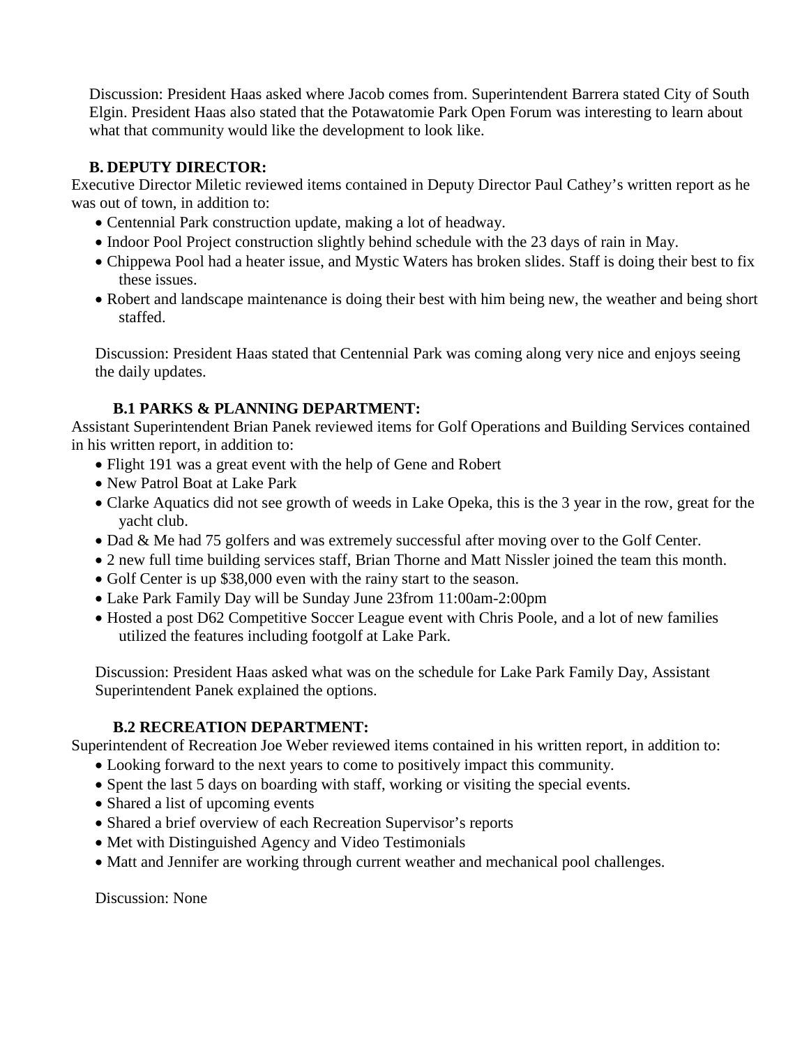Discussion: President Haas asked where Jacob comes from. Superintendent Barrera stated City of South Elgin. President Haas also stated that the Potawatomie Park Open Forum was interesting to learn about what that community would like the development to look like.

### B. DEPUTY DIRECTOR:

Executive Director Miletic reviewed items contained in Deputy Director Paul Cathey's written report as he was out of town, in addition to:

- Centennial Park construction update, making a lot of headway.
- Indoor Pool Project construction slightly behind schedule with the 23 days of rain in May.
- Chippewa Pool had a heater issue, and Mystic Waters has broken slides. Staff is doing their best to fix these issues.
- Robert and landscape maintenance is doing their best with him being new, the weather and being short staffed.

Discussion: President Haas stated that Centennial Park was coming along very nice and enjoys seeing the daily updates.

#### B.1 PARKS & PLANNING DEPARTMENT:

Assistant Superintendent Brian Panek reviewed items for Golf Operations and Building Services contained in his written report, in addition to:

- Flight 191 was a great event with the help of Gene and Robert
- New Patrol Boat at Lake Park
- Clarke Aquatics did not see growth of weeds in Lake Opeka, this is the 3 year in the row, great for the yacht club.
- Dad & Me had 75 golfers and was extremely successful after moving over to the Golf Center.
- 2 new full time building services staff, Brian Thorne and Matt Nissler joined the team this month.
- Golf Center is up $38,000 even with the rainy start to the season.
- Lake Park Family Day will be Sunday June 23from 11:00am-2:00pm
- Hosted a post D62 Competitive Soccer League event with Chris Poole, and a lot of new families utilized the features including footgolf at Lake Park.

Discussion: President Haas asked what was on the schedule for Lake Park Family Day, Assistant Superintendent Panek explained the options.

#### B.2 RECREATION DEPARTMENT:

Superintendent of Recreation Joe Weber reviewed items contained in his written report, in addition to:

- Looking forward to the next years to come to positively impact this community.
- Spent the last 5 days on boarding with staff, working or visiting the special events.
- Shared a list of upcoming events
- Shared a brief overview of each Recreation Supervisor's reports
- Met with Distinguished Agency and Video Testimonials
- Matt and Jennifer are working through current weather and mechanical pool challenges.

Discussion: None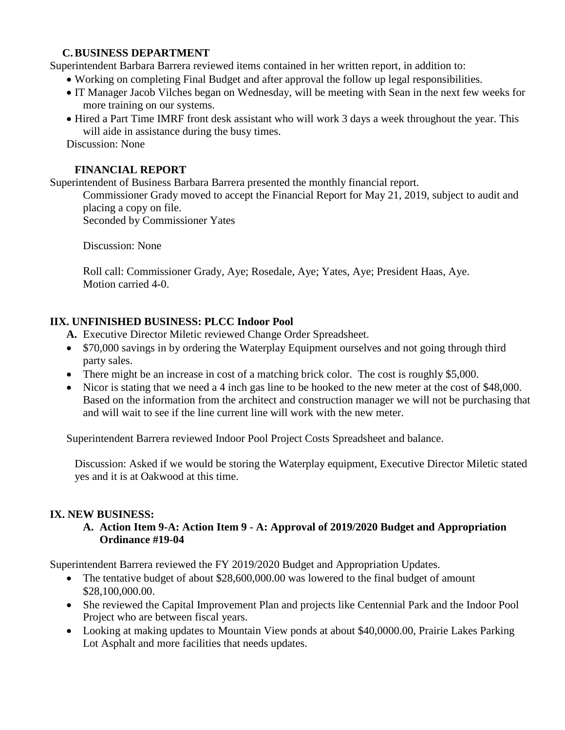### C. BUSINESS DEPARTMENT

Superintendent Barbara Barrera reviewed items contained in her written report, in addition to:

- Working on completing Final Budget and after approval the follow up legal responsibilities.
- IT Manager Jacob Vilches began on Wednesday, will be meeting with Sean in the next few weeks for more training on our systems.
- Hired a Part Time IMRF front desk assistant who will work 3 days a week throughout the year. This will aide in assistance during the busy times.

Discussion: None

### FINANCIAL REPORT

Superintendent of Business Barbara Barrera presented the monthly financial report.

Commissioner Grady moved to accept the Financial Report for May 21, 2019, subject to audit and placing a copy on file.
Seconded by Commissioner Yates

Discussion: None

Roll call: Commissioner Grady, Aye; Rosedale, Aye; Yates, Aye; President Haas, Aye.
Motion carried 4-0.

## IIX. UNFINISHED BUSINESS: PLCC Indoor Pool

**A.** Executive Director Miletic reviewed Change Order Spreadsheet.

- $70,000 savings in by ordering the Waterplay Equipment ourselves and not going through third party sales.
- There might be an increase in cost of a matching brick color. The cost is roughly $5,000.
- Nicor is stating that we need a 4 inch gas line to be hooked to the new meter at the cost of $48,000. Based on the information from the architect and construction manager we will not be purchasing that and will wait to see if the line current line will work with the new meter.

Superintendent Barrera reviewed Indoor Pool Project Costs Spreadsheet and balance.

Discussion: Asked if we would be storing the Waterplay equipment, Executive Director Miletic stated yes and it is at Oakwood at this time.

## IX. NEW BUSINESS:

**A. Action Item 9-A: Action Item 9 - A: Approval of 2019/2020 Budget and Appropriation Ordinance #19-04**

Superintendent Barrera reviewed the FY 2019/2020 Budget and Appropriation Updates.

- The tentative budget of about $28,600,000.00 was lowered to the final budget of amount $28,100,000.00.
- She reviewed the Capital Improvement Plan and projects like Centennial Park and the Indoor Pool Project who are between fiscal years.
- Looking at making updates to Mountain View ponds at about $40,0000.00, Prairie Lakes Parking Lot Asphalt and more facilities that needs updates.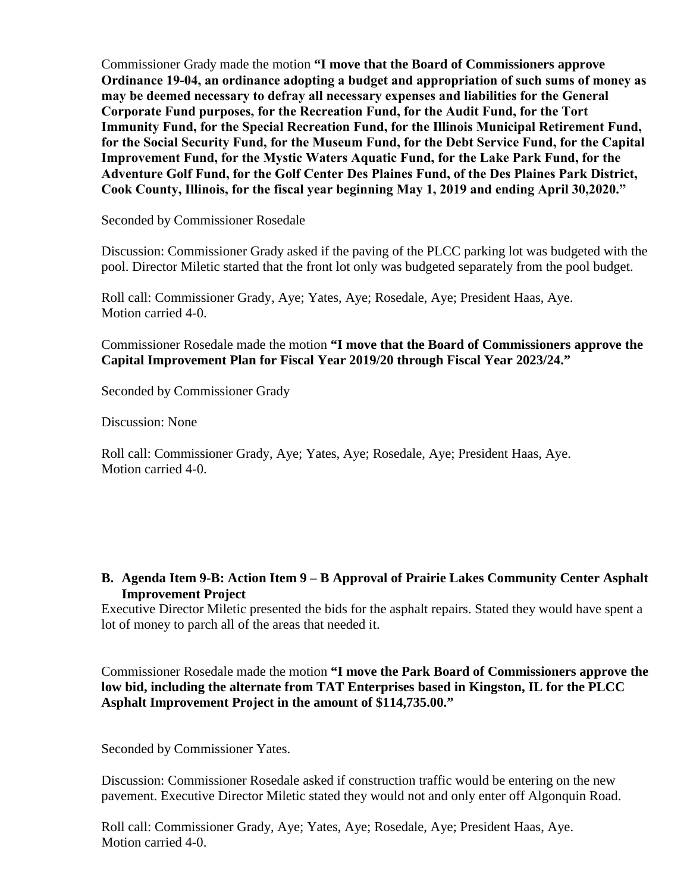Commissioner Grady made the motion **"I move that the Board of Commissioners approve Ordinance 19-04, an ordinance adopting a budget and appropriation of such sums of money as may be deemed necessary to defray all necessary expenses and liabilities for the General Corporate Fund purposes, for the Recreation Fund, for the Audit Fund, for the Tort Immunity Fund, for the Special Recreation Fund, for the Illinois Municipal Retirement Fund, for the Social Security Fund, for the Museum Fund, for the Debt Service Fund, for the Capital Improvement Fund, for the Mystic Waters Aquatic Fund, for the Lake Park Fund, for the Adventure Golf Fund, for the Golf Center Des Plaines Fund, of the Des Plaines Park District, Cook County, Illinois, for the fiscal year beginning May 1, 2019 and ending April 30,2020."**

Seconded by Commissioner Rosedale

Discussion: Commissioner Grady asked if the paving of the PLCC parking lot was budgeted with the pool. Director Miletic started that the front lot only was budgeted separately from the pool budget.

Roll call: Commissioner Grady, Aye; Yates, Aye; Rosedale, Aye; President Haas, Aye.
Motion carried 4-0.

Commissioner Rosedale made the motion **"I move that the Board of Commissioners approve the Capital Improvement Plan for Fiscal Year 2019/20 through Fiscal Year 2023/24."**

Seconded by Commissioner Grady

Discussion: None

Roll call: Commissioner Grady, Aye; Yates, Aye; Rosedale, Aye; President Haas, Aye.
Motion carried 4-0.

**B. Agenda Item 9-B: Action Item 9 – B Approval of Prairie Lakes Community Center Asphalt Improvement Project**

Executive Director Miletic presented the bids for the asphalt repairs. Stated they would have spent a lot of money to parch all of the areas that needed it.

Commissioner Rosedale made the motion **"I move the Park Board of Commissioners approve the low bid, including the alternate from TAT Enterprises based in Kingston, IL for the PLCC Asphalt Improvement Project in the amount of $114,735.00."**

Seconded by Commissioner Yates.

Discussion: Commissioner Rosedale asked if construction traffic would be entering on the new pavement. Executive Director Miletic stated they would not and only enter off Algonquin Road.

Roll call: Commissioner Grady, Aye; Yates, Aye; Rosedale, Aye; President Haas, Aye.
Motion carried 4-0.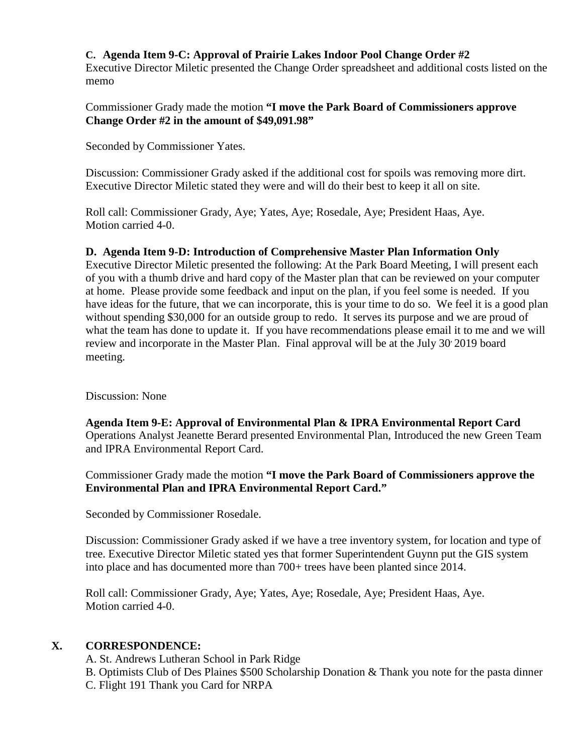**C. Agenda Item 9-C: Approval of Prairie Lakes Indoor Pool Change Order #2**

Executive Director Miletic presented the Change Order spreadsheet and additional costs listed on the memo

Commissioner Grady made the motion **"I move the Park Board of Commissioners approve Change Order #2 in the amount of $49,091.98"**

Seconded by Commissioner Yates.

Discussion: Commissioner Grady asked if the additional cost for spoils was removing more dirt. Executive Director Miletic stated they were and will do their best to keep it all on site.

Roll call: Commissioner Grady, Aye; Yates, Aye; Rosedale, Aye; President Haas, Aye.
Motion carried 4-0.

**D. Agenda Item 9-D: Introduction of Comprehensive Master Plan Information Only**

Executive Director Miletic presented the following: At the Park Board Meeting, I will present each of you with a thumb drive and hard copy of the Master plan that can be reviewed on your computer at home. Please provide some feedback and input on the plan, if you feel some is needed. If you have ideas for the future, that we can incorporate, this is your time to do so. We feel it is a good plan without spending $30,000 for an outside group to redo. It serves its purpose and we are proud of what the team has done to update it. If you have recommendations please email it to me and we will review and incorporate in the Master Plan. Final approval will be at the July 30, 2019 board meeting.

Discussion: None

**Agenda Item 9-E: Approval of Environmental Plan & IPRA Environmental Report Card**

Operations Analyst Jeanette Berard presented Environmental Plan, Introduced the new Green Team and IPRA Environmental Report Card.

Commissioner Grady made the motion **"I move the Park Board of Commissioners approve the Environmental Plan and IPRA Environmental Report Card."**

Seconded by Commissioner Rosedale.

Discussion: Commissioner Grady asked if we have a tree inventory system, for location and type of tree. Executive Director Miletic stated yes that former Superintendent Guynn put the GIS system into place and has documented more than 700+ trees have been planted since 2014.

Roll call: Commissioner Grady, Aye; Yates, Aye; Rosedale, Aye; President Haas, Aye.
Motion carried 4-0.

## X. CORRESPONDENCE:

A. St. Andrews Lutheran School in Park Ridge
B. Optimists Club of Des Plaines $500 Scholarship Donation & Thank you note for the pasta dinner
C. Flight 191 Thank you Card for NRPA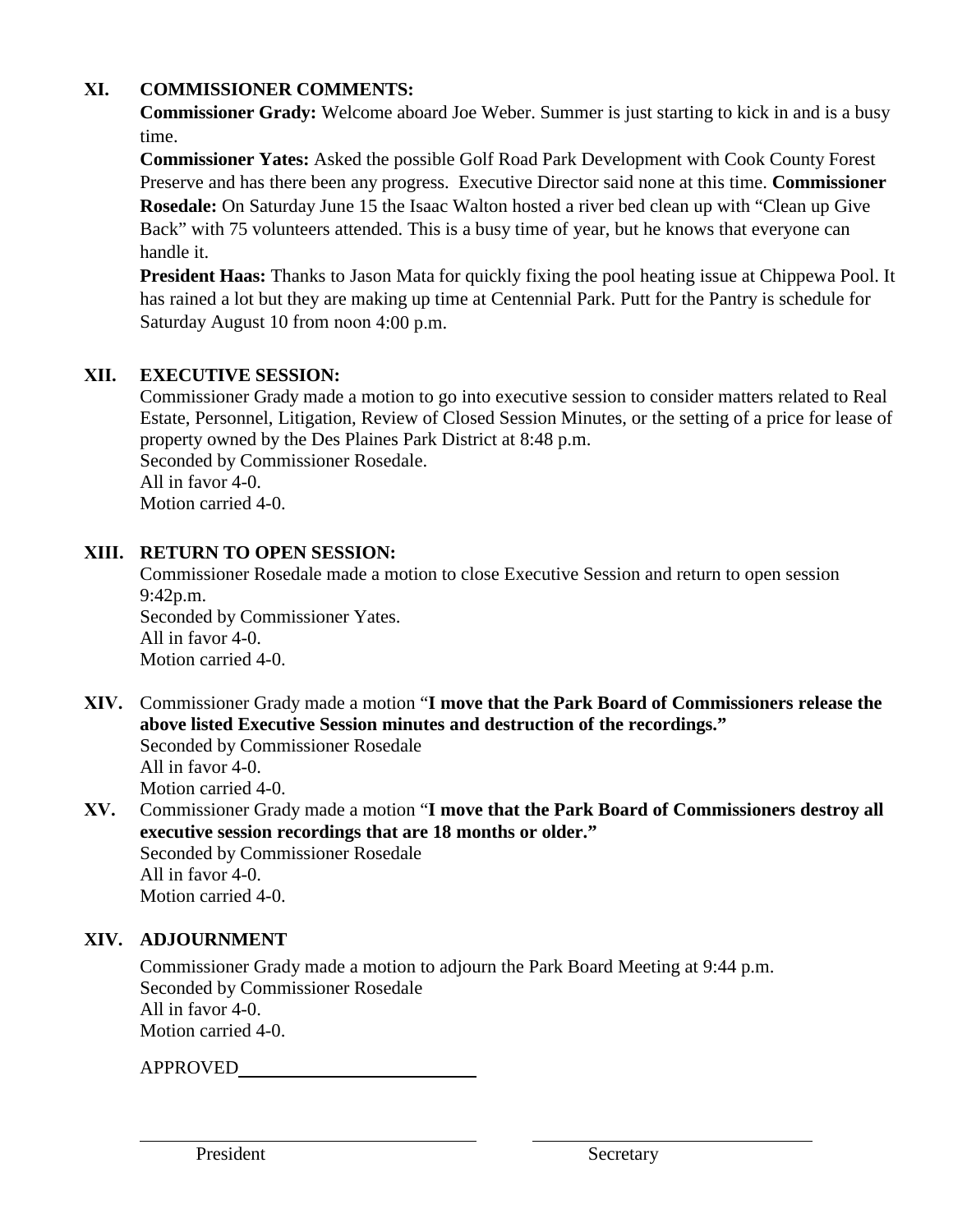## XI. COMMISSIONER COMMENTS:

**Commissioner Grady:** Welcome aboard Joe Weber. Summer is just starting to kick in and is a busy time.

**Commissioner Yates:** Asked the possible Golf Road Park Development with Cook County Forest Preserve and has there been any progress. Executive Director said none at this time. **Commissioner Rosedale:** On Saturday June 15 the Isaac Walton hosted a river bed clean up with "Clean up Give Back" with 75 volunteers attended. This is a busy time of year, but he knows that everyone can handle it.

**President Haas:** Thanks to Jason Mata for quickly fixing the pool heating issue at Chippewa Pool. It has rained a lot but they are making up time at Centennial Park. Putt for the Pantry is schedule for Saturday August 10 from noon 4:00 p.m.

## XII. EXECUTIVE SESSION:

Commissioner Grady made a motion to go into executive session to consider matters related to Real Estate, Personnel, Litigation, Review of Closed Session Minutes, or the setting of a price for lease of property owned by the Des Plaines Park District at 8:48 p.m.
Seconded by Commissioner Rosedale.
All in favor 4-0.
Motion carried 4-0.

## XIII. RETURN TO OPEN SESSION:

Commissioner Rosedale made a motion to close Executive Session and return to open session 9:42p.m.
Seconded by Commissioner Yates.
All in favor 4-0.
Motion carried 4-0.

**XIV.** Commissioner Grady made a motion "**I move that the Park Board of Commissioners release the above listed Executive Session minutes and destruction of the recordings.**"
Seconded by Commissioner Rosedale
All in favor 4-0.
Motion carried 4-0.

**XV.** Commissioner Grady made a motion "**I move that the Park Board of Commissioners destroy all executive session recordings that are 18 months or older.**"
Seconded by Commissioner Rosedale
All in favor 4-0.
Motion carried 4-0.

## XIV. ADJOURNMENT

Commissioner Grady made a motion to adjourn the Park Board Meeting at 9:44 p.m.
Seconded by Commissioner Rosedale
All in favor 4-0.
Motion carried 4-0.

APPROVED\_\_\_\_\_\_\_\_\_\_\_\_\_\_\_\_\_\_\_\_\_\_\_\_

\_\_\_\_\_\_\_\_\_\_\_\_\_\_\_\_\_\_\_\_\_\_\_\_ President

\_\_\_\_\_\_\_\_\_\_\_\_\_\_\_\_\_\_\_\_\_\_\_\_ Secretary